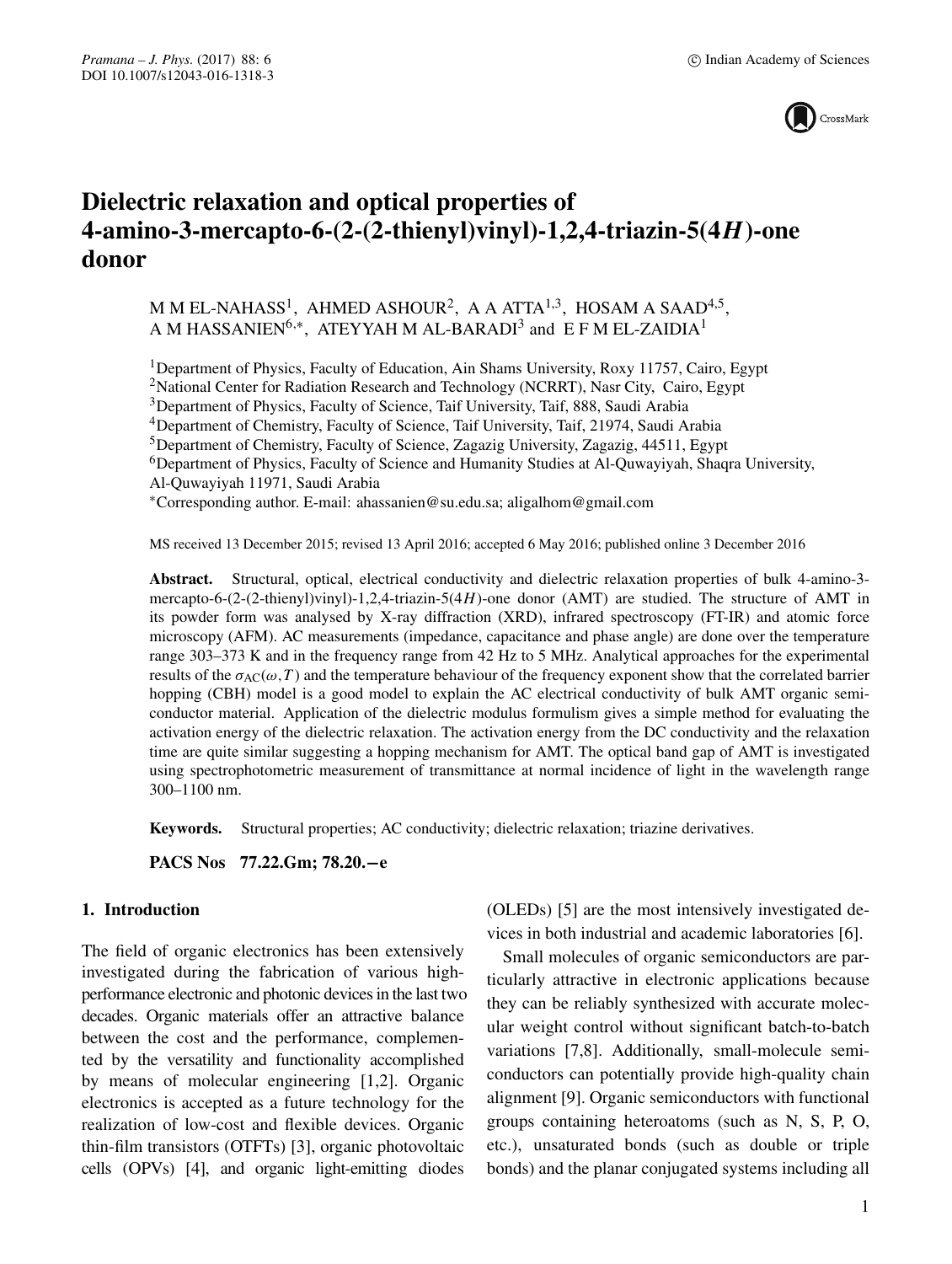# Dielectric relaxation and optical properties of 4-amino-3-mercapto-6-(2-(2-thienyl)vinyl)-1,2,4-triazin-5(4$H$)-one donor

M M EL-NAHASS[1], AHMED ASHOUR[2], A A ATTA[1,3], HOSAM A SAAD[4,5], A M HASSANIEN[6,*], ATEYYAH M AL-BARADI[3] and E F M EL-ZAIDIA[1]

[1]Department of Physics, Faculty of Education, Ain Shams University, Roxy 11757, Cairo, Egypt
[2]National Center for Radiation Research and Technology (NCRRT), Nasr City, Cairo, Egypt
[3]Department of Physics, Faculty of Science, Taif University, Taif, 888, Saudi Arabia
[4]Department of Chemistry, Faculty of Science, Taif University, Taif, 21974, Saudi Arabia
[5]Department of Chemistry, Faculty of Science, Zagazig University, Zagazig, 44511, Egypt
[6]Department of Physics, Faculty of Science and Humanity Studies at Al-Quwayiyah, Shaqra University, Al-Quwayiyah 11971, Saudi Arabia
[*]Corresponding author. E-mail: ahassanien@su.edu.sa; aligalhom@gmail.com

MS received 13 December 2015; revised 13 April 2016; accepted 6 May 2016; published online 3 December 2016

**Abstract.** Structural, optical, electrical conductivity and dielectric relaxation properties of bulk 4-amino-3-mercapto-6-(2-(2-thienyl)vinyl)-1,2,4-triazin-5(4$H$)-one donor (AMT) are studied. The structure of AMT in its powder form was analysed by X-ray diffraction (XRD), infrared spectroscopy (FT-IR) and atomic force microscopy (AFM). AC measurements (impedance, capacitance and phase angle) are done over the temperature range 303–373 K and in the frequency range from 42 Hz to 5 MHz. Analytical approaches for the experimental results of the $\sigma_{AC}(\omega, T)$ and the temperature behaviour of the frequency exponent show that the correlated barrier hopping (CBH) model is a good model to explain the AC electrical conductivity of bulk AMT organic semiconductor material. Application of the dielectric modulus formulism gives a simple method for evaluating the activation energy of the dielectric relaxation. The activation energy from the DC conductivity and the relaxation time are quite similar suggesting a hopping mechanism for AMT. The optical band gap of AMT is investigated using spectrophotometric measurement of transmittance at normal incidence of light in the wavelength range 300–1100 nm.

**Keywords.** Structural properties; AC conductivity; dielectric relaxation; triazine derivatives.

**PACS Nos 77.22.Gm; 78.20.−e**

## 1. Introduction

The field of organic electronics has been extensively investigated during the fabrication of various high-performance electronic and photonic devices in the last two decades. Organic materials offer an attractive balance between the cost and the performance, complemented by the versatility and functionality accomplished by means of molecular engineering [1,2]. Organic electronics is accepted as a future technology for the realization of low-cost and flexible devices. Organic thin-film transistors (OTFTs) [3], organic photovoltaic cells (OPVs) [4], and organic light-emitting diodes (OLEDs) [5] are the most intensively investigated devices in both industrial and academic laboratories [6].

Small molecules of organic semiconductors are particularly attractive in electronic applications because they can be reliably synthesized with accurate molecular weight control without significant batch-to-batch variations [7,8]. Additionally, small-molecule semiconductors can potentially provide high-quality chain alignment [9]. Organic semiconductors with functional groups containing heteroatoms (such as N, S, P, O, etc.), unsaturated bonds (such as double or triple bonds) and the planar conjugated systems including all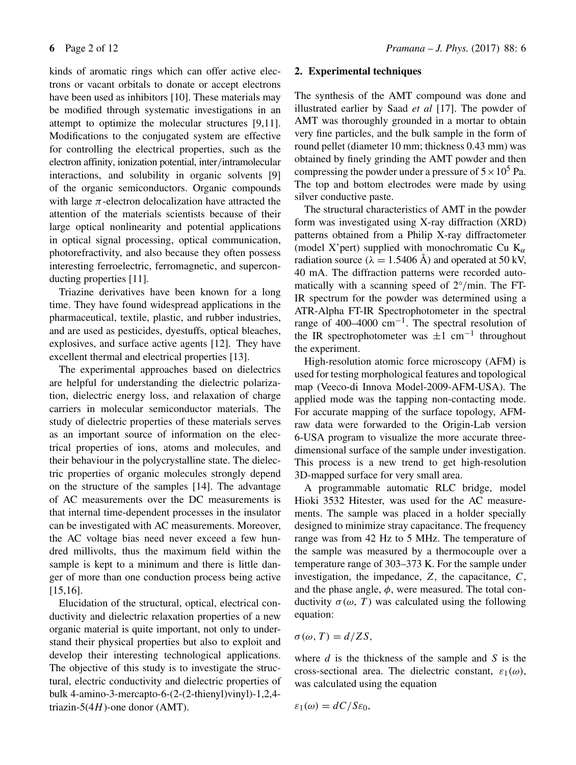kinds of aromatic rings which can offer active electrons or vacant orbitals to donate or accept electrons have been used as inhibitors [10]. These materials may be modified through systematic investigations in an attempt to optimize the molecular structures [9,11]. Modifications to the conjugated system are effective for controlling the electrical properties, such as the electron affinity, ionization potential, inter/intramolecular interactions, and solubility in organic solvents [9] of the organic semiconductors. Organic compounds with large $\pi$-electron delocalization have attracted the attention of the materials scientists because of their large optical nonlinearity and potential applications in optical signal processing, optical communication, photorefractivity, and also because they often possess interesting ferroelectric, ferromagnetic, and superconducting properties [11].

Triazine derivatives have been known for a long time. They have found widespread applications in the pharmaceutical, textile, plastic, and rubber industries, and are used as pesticides, dyestuffs, optical bleaches, explosives, and surface active agents [12]. They have excellent thermal and electrical properties [13].

The experimental approaches based on dielectrics are helpful for understanding the dielectric polarization, dielectric energy loss, and relaxation of charge carriers in molecular semiconductor materials. The study of dielectric properties of these materials serves as an important source of information on the electrical properties of ions, atoms and molecules, and their behaviour in the polycrystalline state. The dielectric properties of organic molecules strongly depend on the structure of the samples [14]. The advantage of AC measurements over the DC measurements is that internal time-dependent processes in the insulator can be investigated with AC measurements. Moreover, the AC voltage bias need never exceed a few hundred millivolts, thus the maximum field within the sample is kept to a minimum and there is little danger of more than one conduction process being active [15,16].

Elucidation of the structural, optical, electrical conductivity and dielectric relaxation properties of a new organic material is quite important, not only to understand their physical properties but also to exploit and develop their interesting technological applications. The objective of this study is to investigate the structural, electric conductivity and dielectric properties of bulk 4-amino-3-mercapto-6-(2-(2-thienyl)vinyl)-1,2,4-triazin-5(4*H*)-one donor (AMT).

## 2. Experimental techniques

The synthesis of the AMT compound was done and illustrated earlier by Saad *et al* [17]. The powder of AMT was thoroughly grounded in a mortar to obtain very fine particles, and the bulk sample in the form of round pellet (diameter 10 mm; thickness 0.43 mm) was obtained by finely grinding the AMT powder and then compressing the powder under a pressure of $5 \times 10^5$ Pa. The top and bottom electrodes were made by using silver conductive paste.

The structural characteristics of AMT in the powder form was investigated using X-ray diffraction (XRD) patterns obtained from a Philip X-ray diffractometer (model X'pert) supplied with monochromatic Cu $K_\alpha$ radiation source ($\lambda = 1.5406$ Å) and operated at 50 kV, 40 mA. The diffraction patterns were recorded automatically with a scanning speed of 2°/min. The FT-IR spectrum for the powder was determined using a ATR-Alpha FT-IR Spectrophotometer in the spectral range of 400–4000 $\text{cm}^{-1}$. The spectral resolution of the IR spectrophotometer was $\pm 1$ $\text{cm}^{-1}$ throughout the experiment.

High-resolution atomic force microscopy (AFM) is used for testing morphological features and topological map (Veeco-di Innova Model-2009-AFM-USA). The applied mode was the tapping non-contacting mode. For accurate mapping of the surface topology, AFM-raw data were forwarded to the Origin-Lab version 6-USA program to visualize the more accurate three-dimensional surface of the sample under investigation. This process is a new trend to get high-resolution 3D-mapped surface for very small area.

A programmable automatic RLC bridge, model Hioki 3532 Hitester, was used for the AC measurements. The sample was placed in a holder specially designed to minimize stray capacitance. The frequency range was from 42 Hz to 5 MHz. The temperature of the sample was measured by a thermocouple over a temperature range of 303–373 K. For the sample under investigation, the impedance, $Z$, the capacitance, $C$, and the phase angle, $\phi$, were measured. The total conductivity $\sigma(\omega, T)$ was calculated using the following equation:

$$\sigma(\omega, T) = d/ZS,$$

where $d$ is the thickness of the sample and $S$ is the cross-sectional area. The dielectric constant, $\varepsilon_1(\omega)$, was calculated using the equation

$$\varepsilon_1(\omega) = dC/S\varepsilon_0,$$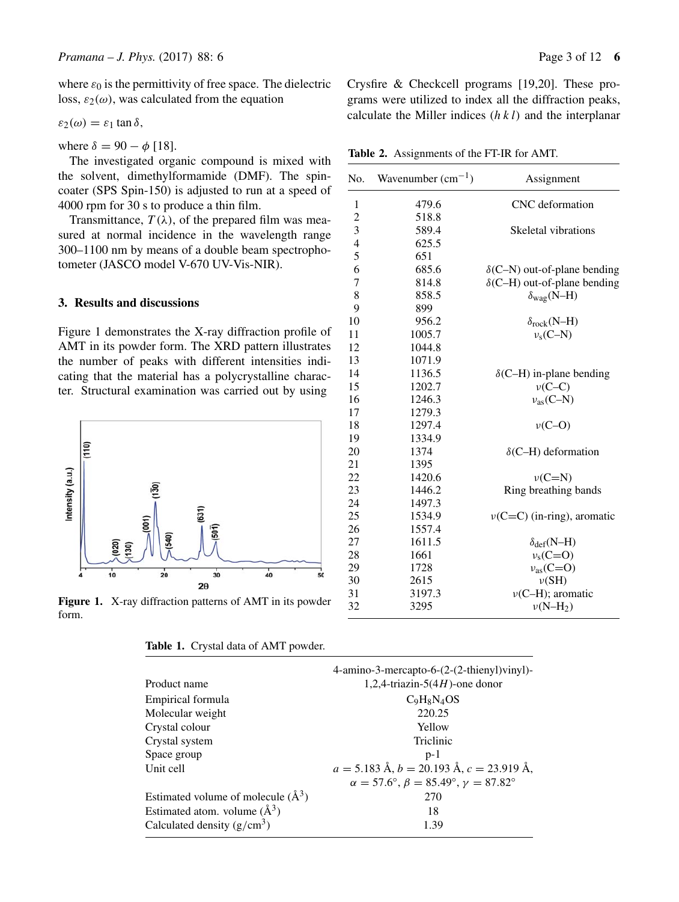where $\varepsilon_0$ is the permittivity of free space. The dielectric loss, $\varepsilon_2(\omega)$, was calculated from the equation

$$\varepsilon_2(\omega) = \varepsilon_1 \tan\delta,$$

where $\delta = 90 - \phi$ [18].

The investigated organic compound is mixed with the solvent, dimethylformamide (DMF). The spin-coater (SPS Spin-150) is adjusted to run at a speed of 4000 rpm for 30 s to produce a thin film.

Transmittance, $T(\lambda)$, of the prepared film was measured at normal incidence in the wavelength range 300–1100 nm by means of a double beam spectrophotometer (JASCO model V-670 UV-Vis-NIR).

## 3. Results and discussions

Figure 1 demonstrates the X-ray diffraction profile of AMT in its powder form. The XRD pattern illustrates the number of peaks with different intensities indicating that the material has a polycrystalline character. Structural examination was carried out by using Crysfire & Checkcell programs [19,20]. These programs were utilized to index all the diffraction peaks, calculate the Miller indices $(h\,k\,l)$ and the interplanar

**Figure 1.** X-ray diffraction patterns of AMT in its powder form.

**Table 2.** Assignments of the FT-IR for AMT.

| No. | Wavenumber ($cm^{-1}$) | Assignment |
|---|---|---|
| 1 | 479.6 | CNC deformation |
| 2 | 518.8 | |
| 3 | 589.4 | Skeletal vibrations |
| 4 | 625.5 | |
| 5 | 651 | |
| 6 | 685.6 | $\delta$(C–N) out-of-plane bending |
| 7 | 814.8 | $\delta$(C–H) out-of-plane bending |
| 8 | 858.5 | $\delta_{wag}$(N–H) |
| 9 | 899 | |
| 10 | 956.2 | $\delta_{rock}$(N–H) |
| 11 | 1005.7 | $\nu_s$(C–N) |
| 12 | 1044.8 | |
| 13 | 1071.9 | |
| 14 | 1136.5 | $\delta$(C–H) in-plane bending |
| 15 | 1202.7 | $\nu$(C–C) |
| 16 | 1246.3 | $\nu_{as}$(C–N) |
| 17 | 1279.3 | |
| 18 | 1297.4 | $\nu$(C–O) |
| 19 | 1334.9 | |
| 20 | 1374 | $\delta$(C–H) deformation |
| 21 | 1395 | |
| 22 | 1420.6 | $\nu$(C=N) |
| 23 | 1446.2 | Ring breathing bands |
| 24 | 1497.3 | |
| 25 | 1534.9 | $\nu$(C=C) (in-ring), aromatic |
| 26 | 1557.4 | |
| 27 | 1611.5 | $\delta_{def}$(N–H) |
| 28 | 1661 | $\nu_s$(C=O) |
| 29 | 1728 | $\nu_{as}$(C=O) |
| 30 | 2615 | $\nu$(SH) |
| 31 | 3197.3 | $\nu$(C–H); aromatic |
| 32 | 3295 | $\nu$(N–$H_2$) |

**Table 1.** Crystal data of AMT powder.

| | |
|---|---|
| Product name | 4-amino-3-mercapto-6-(2-(2-thienyl)vinyl)-1,2,4-triazin-5(4*H*)-one donor |
| Empirical formula | $C_9H_8N_4OS$ |
| Molecular weight | 220.25 |
| Crystal colour | Yellow |
| Crystal system | Triclinic |
| Space group | p-1 |
| Unit cell | $a = 5.183$ Å, $b = 20.193$ Å, $c = 23.919$ Å, $\alpha = 57.6°$, $\beta = 85.49°$, $\gamma = 87.82°$ |
| Estimated volume of molecule (Å$^3$) | 270 |
| Estimated atom. volume (Å$^3$) | 18 |
| Calculated density (g/cm$^3$) | 1.39 |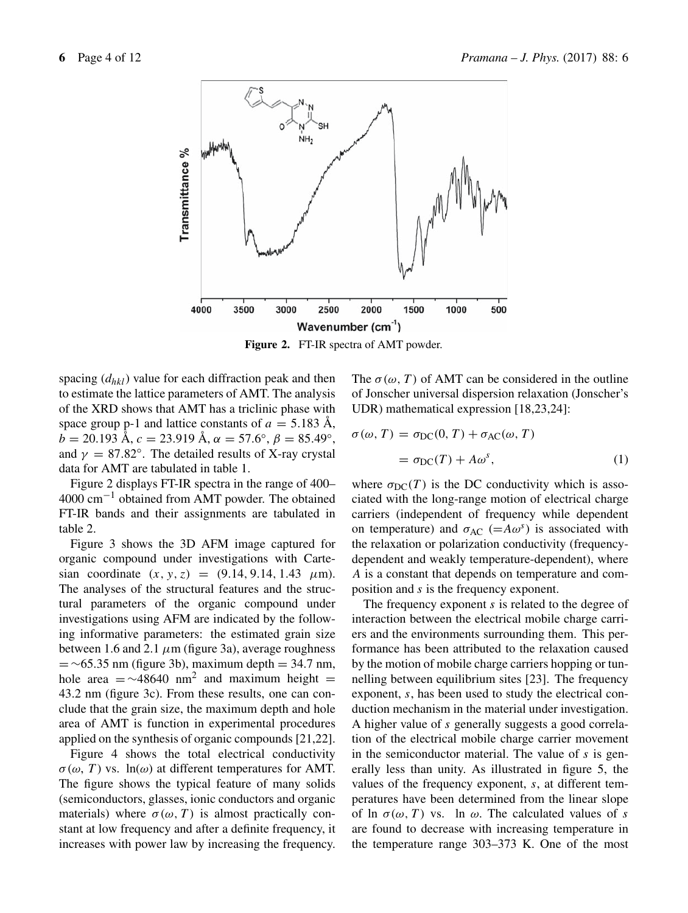Figure 2. FT-IR spectra of AMT powder.

spacing ($d_{hkl}$) value for each diffraction peak and then to estimate the lattice parameters of AMT. The analysis of the XRD shows that AMT has a triclinic phase with space group p-1 and lattice constants of $a = 5.183$ Å, $b = 20.193$ Å, $c = 23.919$ Å, $\alpha = 57.6°$, $\beta = 85.49°$, and $\gamma = 87.82°$. The detailed results of X-ray crystal data for AMT are tabulated in table 1.

Figure 2 displays FT-IR spectra in the range of 400–4000 $cm^{-1}$ obtained from AMT powder. The obtained FT-IR bands and their assignments are tabulated in table 2.

Figure 3 shows the 3D AFM image captured for organic compound under investigations with Cartesian coordinate $(x, y, z) = (9.14, 9.14, 1.43\ \mu m)$. The analyses of the structural features and the structural parameters of the organic compound under investigations using AFM are indicated by the following informative parameters: the estimated grain size between 1.6 and 2.1 $\mu$m (figure 3a), average roughness $= \sim 65.35$ nm (figure 3b), maximum depth = 34.7 nm, hole area $= \sim 48640$ $nm^2$ and maximum height = 43.2 nm (figure 3c). From these results, one can conclude that the grain size, the maximum depth and hole area of AMT is function in experimental procedures applied on the synthesis of organic compounds [21,22].

Figure 4 shows the total electrical conductivity $\sigma(\omega, T)$ vs. $\ln(\omega)$ at different temperatures for AMT. The figure shows the typical feature of many solids (semiconductors, glasses, ionic conductors and organic materials) where $\sigma(\omega, T)$ is almost practically constant at low frequency and after a definite frequency, it increases with power law by increasing the frequency. The $\sigma(\omega, T)$ of AMT can be considered in the outline of Jonscher universal dispersion relaxation (Jonscher's UDR) mathematical expression [18,23,24]:

$$\sigma(\omega, T) = \sigma_{DC}(0, T) + \sigma_{AC}(\omega, T) = \sigma_{DC}(T) + A\omega^s, \tag{1}$$

where $\sigma_{DC}(T)$ is the DC conductivity which is associated with the long-range motion of electrical charge carriers (independent of frequency while dependent on temperature) and $\sigma_{AC}$ ($=A\omega^s$) is associated with the relaxation or polarization conductivity (frequency-dependent and weakly temperature-dependent), where $A$ is a constant that depends on temperature and composition and $s$ is the frequency exponent.

The frequency exponent $s$ is related to the degree of interaction between the electrical mobile charge carriers and the environments surrounding them. This performance has been attributed to the relaxation caused by the motion of mobile charge carriers hopping or tunnelling between equilibrium sites [23]. The frequency exponent, $s$, has been used to study the electrical conduction mechanism in the material under investigation. A higher value of $s$ generally suggests a good correlation of the electrical mobile charge carrier movement in the semiconductor material. The value of $s$ is generally less than unity. As illustrated in figure 5, the values of the frequency exponent, $s$, at different temperatures have been determined from the linear slope of $\ln \sigma(\omega, T)$ vs. $\ln \omega$. The calculated values of $s$ are found to decrease with increasing temperature in the temperature range 303–373 K. One of the most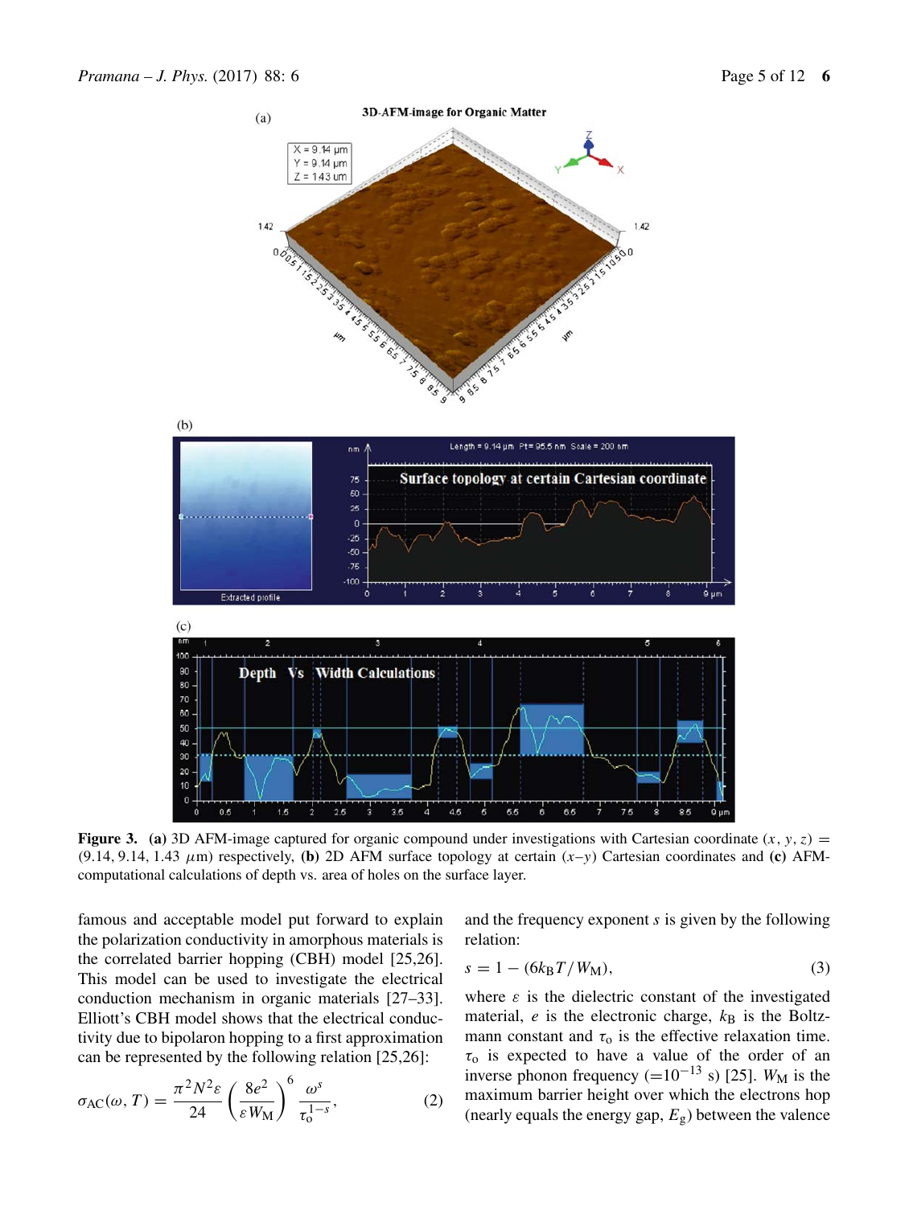**Figure 3.** **(a)** 3D AFM-image captured for organic compound under investigations with Cartesian coordinate $(x, y, z) = (9.14, 9.14, 1.43\ \mu\text{m})$ respectively, **(b)** 2D AFM surface topology at certain $(x\text{–}y)$ Cartesian coordinates and **(c)** AFM-computational calculations of depth vs. area of holes on the surface layer.

famous and acceptable model put forward to explain the polarization conductivity in amorphous materials is the correlated barrier hopping (CBH) model [25,26]. This model can be used to investigate the electrical conduction mechanism in organic materials [27–33]. Elliott's CBH model shows that the electrical conductivity due to bipolaron hopping to a first approximation can be represented by the following relation [25,26]:

$$\sigma_{\text{AC}}(\omega, T) = \frac{\pi^2 N^2 \varepsilon}{24} \left( \frac{8e^2}{\varepsilon W_{\text{M}}} \right)^6 \frac{\omega^s}{\tau_{\text{o}}^{1-s}}, \tag{2}$$

and the frequency exponent $s$ is given by the following relation:

$$s = 1 - (6k_{\text{B}}T / W_{\text{M}}), \tag{3}$$

where $\varepsilon$ is the dielectric constant of the investigated material, $e$ is the electronic charge, $k_{\text{B}}$ is the Boltzmann constant and $\tau_{\text{o}}$ is the effective relaxation time. $\tau_{\text{o}}$ is expected to have a value of the order of an inverse phonon frequency ($=10^{-13}$ s) [25]. $W_{\text{M}}$ is the maximum barrier height over which the electrons hop (nearly equals the energy gap, $E_{\text{g}}$) between the valence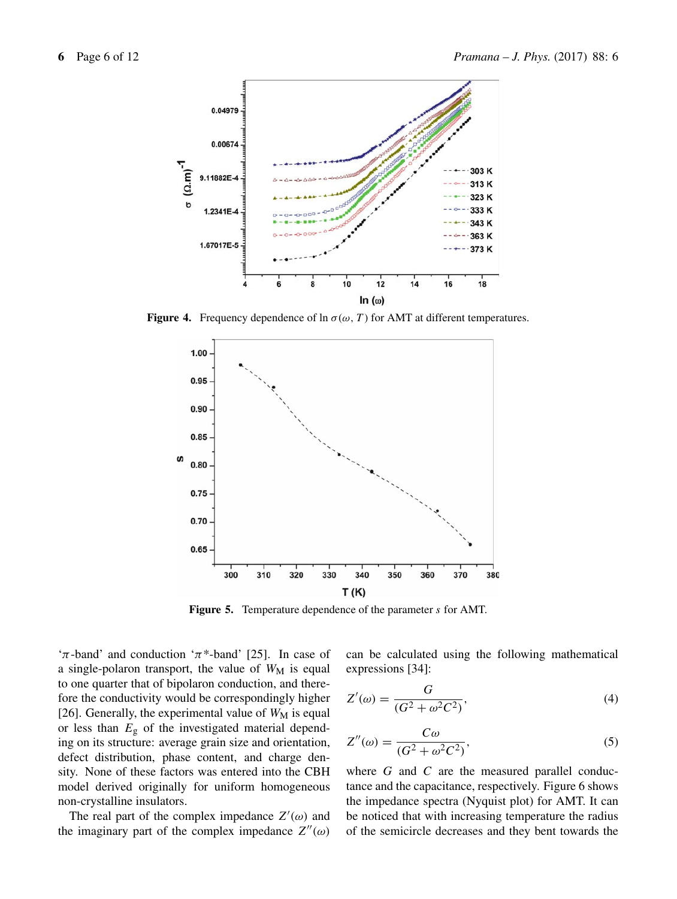Figure 4. Frequency dependence of ln $\sigma(\omega, T)$ for AMT at different temperatures.

Figure 5. Temperature dependence of the parameter $s$ for AMT.

'$\pi$-band' and conduction '$\pi$*-band' [25]. In case of a single-polaron transport, the value of $W_M$ is equal to one quarter that of bipolaron conduction, and therefore the conductivity would be correspondingly higher [26]. Generally, the experimental value of $W_M$ is equal or less than $E_g$ of the investigated material depending on its structure: average grain size and orientation, defect distribution, phase content, and charge density. None of these factors was entered into the CBH model derived originally for uniform homogeneous non-crystalline insulators.

The real part of the complex impedance $Z'(\omega)$ and the imaginary part of the complex impedance $Z''(\omega)$ can be calculated using the following mathematical expressions [34]:

$$Z'(\omega) = \frac{G}{(G^2 + \omega^2 C^2)}, \tag{4}$$

$$Z''(\omega) = \frac{C\omega}{(G^2 + \omega^2 C^2)}, \tag{5}$$

where $G$ and $C$ are the measured parallel conductance and the capacitance, respectively. Figure 6 shows the impedance spectra (Nyquist plot) for AMT. It can be noticed that with increasing temperature the radius of the semicircle decreases and they bent towards the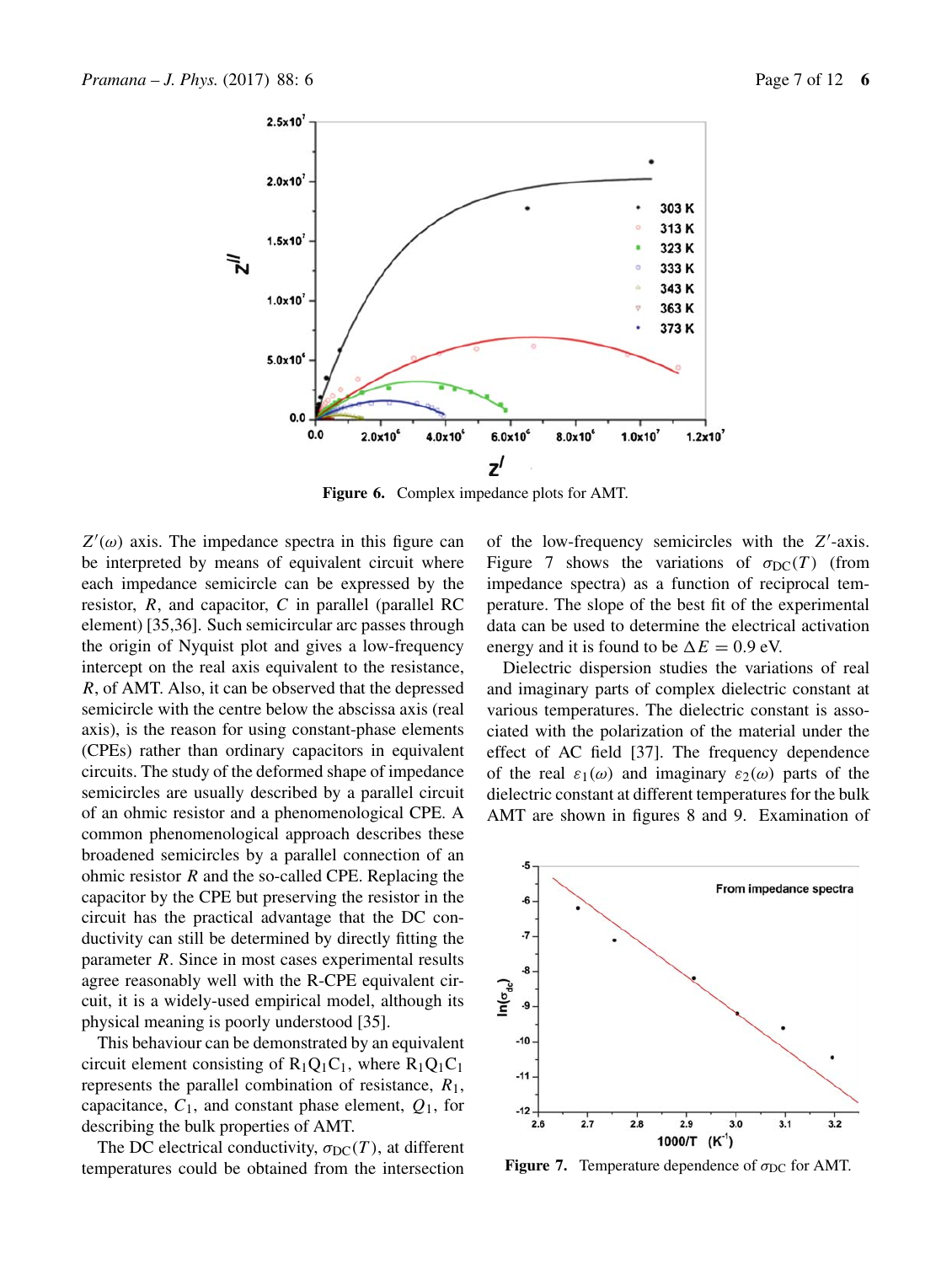**Figure 6.** Complex impedance plots for AMT.

$Z'(\omega)$ axis. The impedance spectra in this figure can be interpreted by means of equivalent circuit where each impedance semicircle can be expressed by the resistor, $R$, and capacitor, $C$ in parallel (parallel RC element) [35,36]. Such semicircular arc passes through the origin of Nyquist plot and gives a low-frequency intercept on the real axis equivalent to the resistance, $R$, of AMT. Also, it can be observed that the depressed semicircle with the centre below the abscissa axis (real axis), is the reason for using constant-phase elements (CPEs) rather than ordinary capacitors in equivalent circuits. The study of the deformed shape of impedance semicircles are usually described by a parallel circuit of an ohmic resistor and a phenomenological CPE. A common phenomenological approach describes these broadened semicircles by a parallel connection of an ohmic resistor $R$ and the so-called CPE. Replacing the capacitor by the CPE but preserving the resistor in the circuit has the practical advantage that the DC conductivity can still be determined by directly fitting the parameter $R$. Since in most cases experimental results agree reasonably well with the R-CPE equivalent circuit, it is a widely-used empirical model, although its physical meaning is poorly understood [35].

This behaviour can be demonstrated by an equivalent circuit element consisting of $R_1Q_1C_1$, where $R_1Q_1C_1$ represents the parallel combination of resistance, $R_1$, capacitance, $C_1$, and constant phase element, $Q_1$, for describing the bulk properties of AMT.

The DC electrical conductivity, $\sigma_{DC}(T)$, at different temperatures could be obtained from the intersection of the low-frequency semicircles with the $Z'$-axis. Figure 7 shows the variations of $\sigma_{DC}(T)$ (from impedance spectra) as a function of reciprocal temperature. The slope of the best fit of the experimental data can be used to determine the electrical activation energy and it is found to be $\Delta E = 0.9$ eV.

Dielectric dispersion studies the variations of real and imaginary parts of complex dielectric constant at various temperatures. The dielectric constant is associated with the polarization of the material under the effect of AC field [37]. The frequency dependence of the real $\varepsilon_1(\omega)$ and imaginary $\varepsilon_2(\omega)$ parts of the dielectric constant at different temperatures for the bulk AMT are shown in figures 8 and 9. Examination of

**Figure 7.** Temperature dependence of $\sigma_{DC}$ for AMT.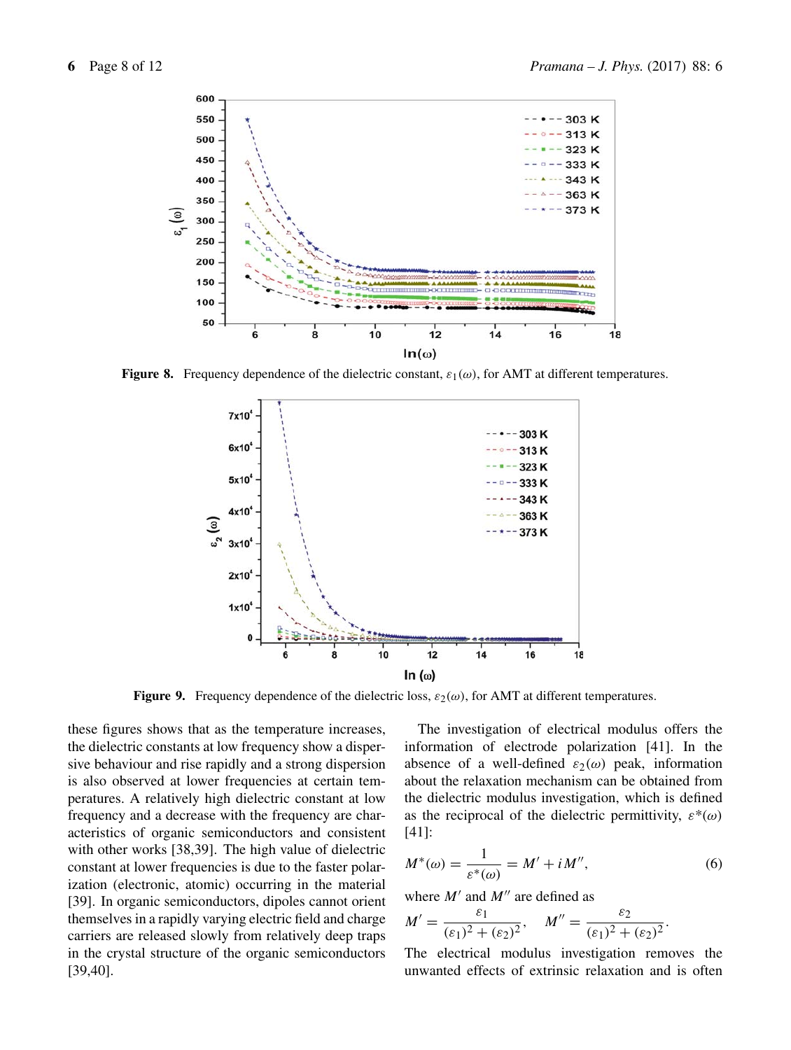**Figure 8.** Frequency dependence of the dielectric constant, $\varepsilon_1(\omega)$, for AMT at different temperatures.

**Figure 9.** Frequency dependence of the dielectric loss, $\varepsilon_2(\omega)$, for AMT at different temperatures.

these figures shows that as the temperature increases, the dielectric constants at low frequency show a dispersive behaviour and rise rapidly and a strong dispersion is also observed at lower frequencies at certain temperatures. A relatively high dielectric constant at low frequency and a decrease with the frequency are characteristics of organic semiconductors and consistent with other works [38,39]. The high value of dielectric constant at lower frequencies is due to the faster polarization (electronic, atomic) occurring in the material [39]. In organic semiconductors, dipoles cannot orient themselves in a rapidly varying electric field and charge carriers are released slowly from relatively deep traps in the crystal structure of the organic semiconductors [39,40].

The investigation of electrical modulus offers the information of electrode polarization [41]. In the absence of a well-defined $\varepsilon_2(\omega)$ peak, information about the relaxation mechanism can be obtained from the dielectric modulus investigation, which is defined as the reciprocal of the dielectric permittivity, $\varepsilon^*(\omega)$ [41]:

$$M^*(\omega) = \frac{1}{\varepsilon^*(\omega)} = M' + iM'', \tag{6}$$

where $M'$ and $M''$ are defined as

$$M' = \frac{\varepsilon_1}{(\varepsilon_1)^2 + (\varepsilon_2)^2}, \quad M'' = \frac{\varepsilon_2}{(\varepsilon_1)^2 + (\varepsilon_2)^2}.$$

The electrical modulus investigation removes the unwanted effects of extrinsic relaxation and is often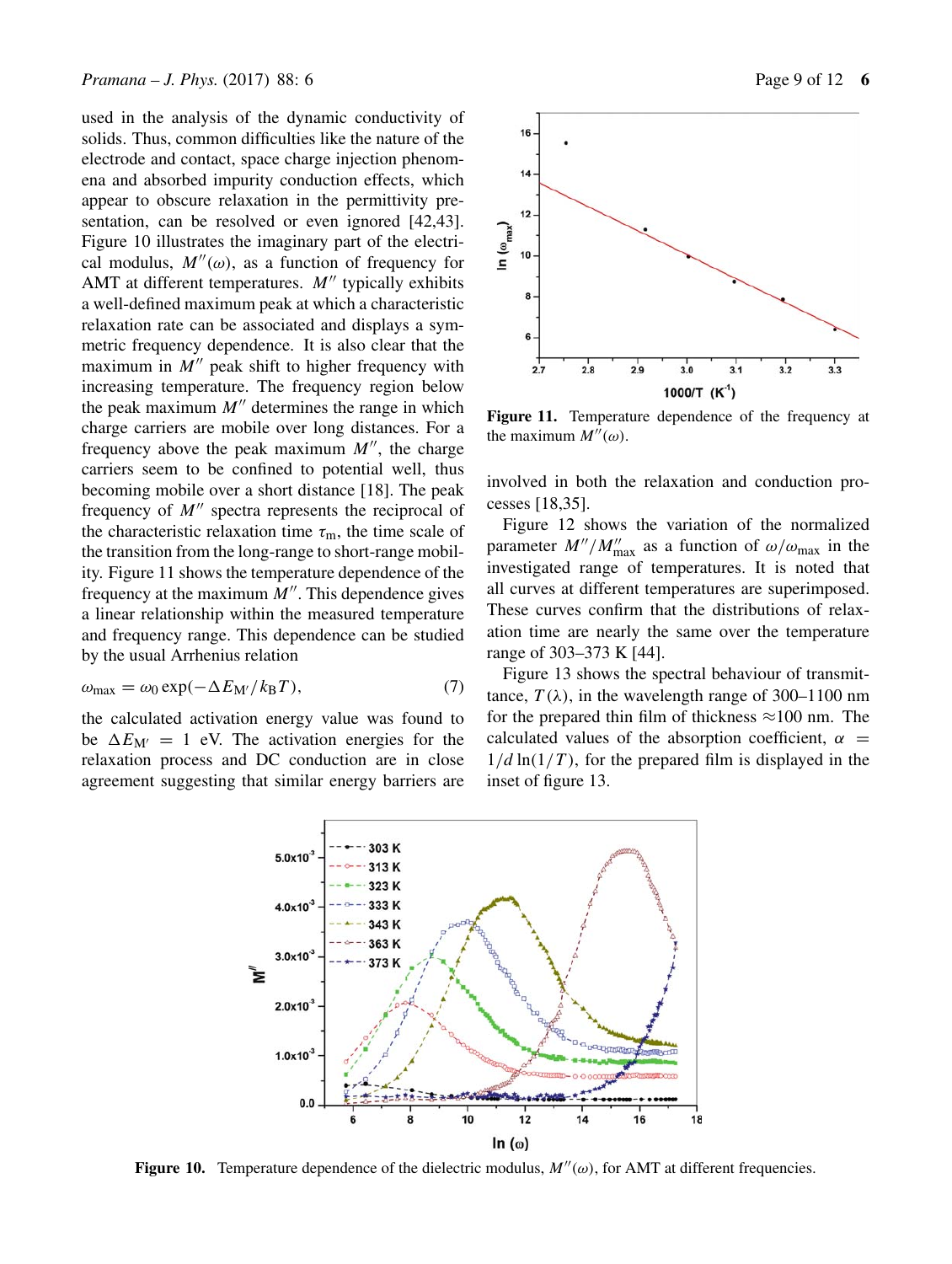used in the analysis of the dynamic conductivity of solids. Thus, common difficulties like the nature of the electrode and contact, space charge injection phenomena and absorbed impurity conduction effects, which appear to obscure relaxation in the permittivity presentation, can be resolved or even ignored [42,43]. Figure 10 illustrates the imaginary part of the electrical modulus, $M''(\omega)$, as a function of frequency for AMT at different temperatures. $M''$ typically exhibits a well-defined maximum peak at which a characteristic relaxation rate can be associated and displays a symmetric frequency dependence. It is also clear that the maximum in $M''$ peak shift to higher frequency with increasing temperature. The frequency region below the peak maximum $M''$ determines the range in which charge carriers are mobile over long distances. For a frequency above the peak maximum $M''$, the charge carriers seem to be confined to potential well, thus becoming mobile over a short distance [18]. The peak frequency of $M''$ spectra represents the reciprocal of the characteristic relaxation time $\tau_m$, the time scale of the transition from the long-range to short-range mobility. Figure 11 shows the temperature dependence of the frequency at the maximum $M''$. This dependence gives a linear relationship within the measured temperature and frequency range. This dependence can be studied by the usual Arrhenius relation

$$\omega_{\max} = \omega_0 \exp(-\Delta E_{M'}/k_B T), \tag{7}$$

the calculated activation energy value was found to be $\Delta E_{M'} = 1$ eV. The activation energies for the relaxation process and DC conduction are in close agreement suggesting that similar energy barriers are involved in both the relaxation and conduction processes [18,35].

**Figure 11.** Temperature dependence of the frequency at the maximum $M''(\omega)$.

Figure 12 shows the variation of the normalized parameter $M''/M''_{\max}$ as a function of $\omega/\omega_{\max}$ in the investigated range of temperatures. It is noted that all curves at different temperatures are superimposed. These curves confirm that the distributions of relaxation time are nearly the same over the temperature range of 303–373 K [44].

Figure 13 shows the spectral behaviour of transmittance, $T(\lambda)$, in the wavelength range of 300–1100 nm for the prepared thin film of thickness ≈100 nm. The calculated values of the absorption coefficient, $\alpha = 1/d \ln(1/T)$, for the prepared film is displayed in the inset of figure 13.

**Figure 10.** Temperature dependence of the dielectric modulus, $M''(\omega)$, for AMT at different frequencies.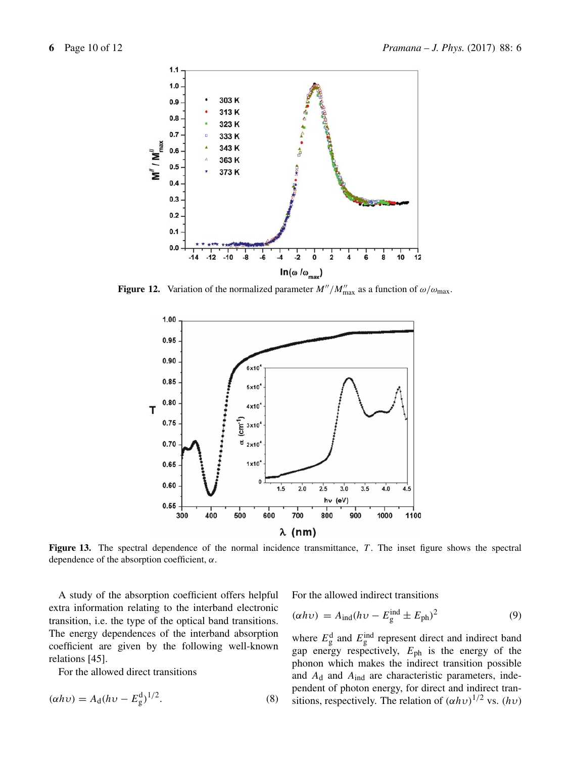**Figure 12.** Variation of the normalized parameter $M''/M''_{max}$ as a function of $\omega/\omega_{max}$.

**Figure 13.** The spectral dependence of the normal incidence transmittance, $T$. The inset figure shows the spectral dependence of the absorption coefficient, $\alpha$.

A study of the absorption coefficient offers helpful extra information relating to the interband electronic transition, i.e. the type of the optical band transitions. The energy dependences of the interband absorption coefficient are given by the following well-known relations [45].

For the allowed direct transitions

$$(\alpha h\upsilon) = A_{d}(h\upsilon - E_{g}^{d})^{1/2}. \tag{8}$$

For the allowed indirect transitions

$$(\alpha h\upsilon) = A_{ind}(h\upsilon - E_{g}^{ind} \pm E_{ph})^{2} \tag{9}$$

where $E_{g}^{d}$ and $E_{g}^{ind}$ represent direct and indirect band gap energy respectively, $E_{ph}$ is the energy of the phonon which makes the indirect transition possible and $A_{d}$ and $A_{ind}$ are characteristic parameters, independent of photon energy, for direct and indirect transitions, respectively. The relation of $(\alpha h\upsilon)^{1/2}$ vs. $(h\upsilon)$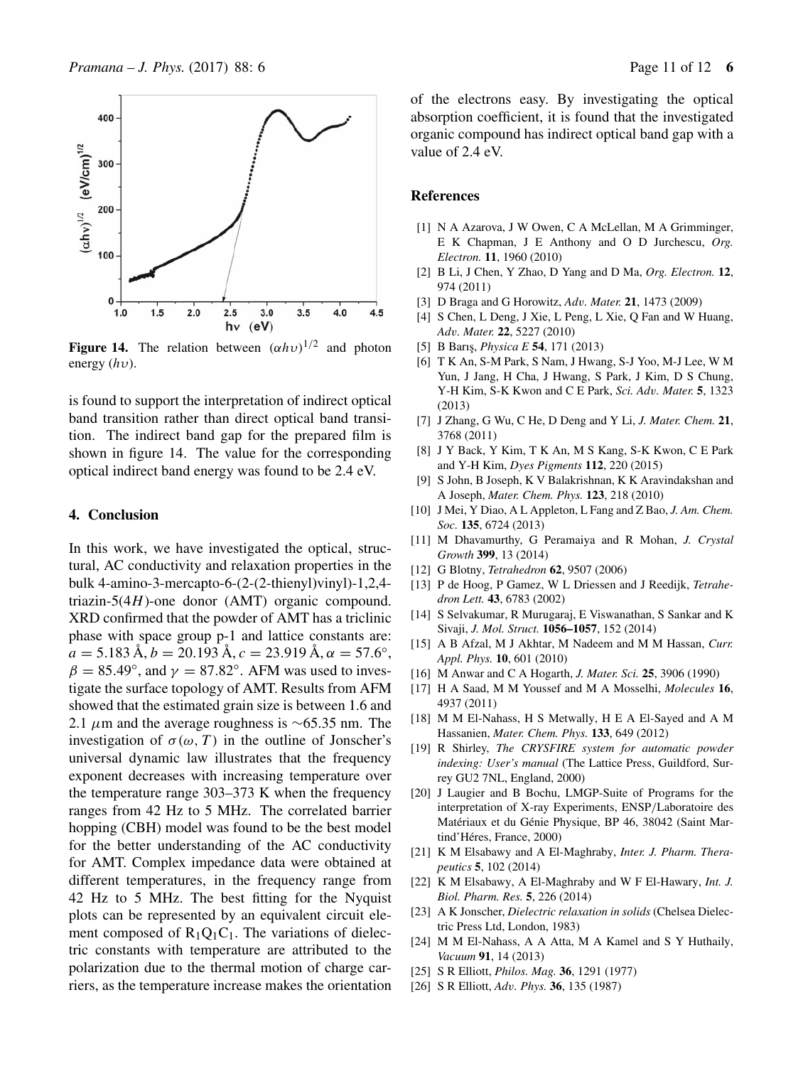**Figure 14.** The relation between $(\alpha h\upsilon)^{1/2}$ and photon energy $(h\upsilon)$.

is found to support the interpretation of indirect optical band transition rather than direct optical band transition. The indirect band gap for the prepared film is shown in figure 14. The value for the corresponding optical indirect band energy was found to be 2.4 eV.

## 4. Conclusion

In this work, we have investigated the optical, structural, AC conductivity and relaxation properties in the bulk 4-amino-3-mercapto-6-(2-(2-thienyl)vinyl)-1,2,4-triazin-5(4*H*)-one donor (AMT) organic compound. XRD confirmed that the powder of AMT has a triclinic phase with space group p-1 and lattice constants are: $a = 5.183$ Å, $b = 20.193$ Å, $c = 23.919$ Å, $\alpha = 57.6°$, $\beta = 85.49°$, and $\gamma = 87.82°$. AFM was used to investigate the surface topology of AMT. Results from AFM showed that the estimated grain size is between 1.6 and 2.1 $\mu$m and the average roughness is ~65.35 nm. The investigation of $\sigma(\omega, T)$ in the outline of Jonscher's universal dynamic law illustrates that the frequency exponent decreases with increasing temperature over the temperature range 303–373 K when the frequency ranges from 42 Hz to 5 MHz. The correlated barrier hopping (CBH) model was found to be the best model for the better understanding of the AC conductivity for AMT. Complex impedance data were obtained at different temperatures, in the frequency range from 42 Hz to 5 MHz. The best fitting for the Nyquist plots can be represented by an equivalent circuit element composed of $R_1Q_1C_1$. The variations of dielectric constants with temperature are attributed to the polarization due to the thermal motion of charge carriers, as the temperature increase makes the orientation of the electrons easy. By investigating the optical absorption coefficient, it is found that the investigated organic compound has indirect optical band gap with a value of 2.4 eV.

## References

[1] N A Azarova, J W Owen, C A McLellan, M A Grimminger, E K Chapman, J E Anthony and O D Jurchescu, *Org. Electron.* **11**, 1960 (2010)

[2] B Li, J Chen, Y Zhao, D Yang and D Ma, *Org. Electron.* **12**, 974 (2011)

[3] D Braga and G Horowitz, *Adv. Mater.* **21**, 1473 (2009)

[4] S Chen, L Deng, J Xie, L Peng, L Xie, Q Fan and W Huang, *Adv. Mater.* **22**, 5227 (2010)

[5] B Barış, *Physica E* **54**, 171 (2013)

[6] T K An, S-M Park, S Nam, J Hwang, S-J Yoo, M-J Lee, W M Yun, J Jang, H Cha, J Hwang, S Park, J Kim, D S Chung, Y-H Kim, S-K Kwon and C E Park, *Sci. Adv. Mater.* **5**, 1323 (2013)

[7] J Zhang, G Wu, C He, D Deng and Y Li, *J. Mater. Chem.* **21**, 3768 (2011)

[8] J Y Back, Y Kim, T K An, M S Kang, S-K Kwon, C E Park and Y-H Kim, *Dyes Pigments* **112**, 220 (2015)

[9] S John, B Joseph, K V Balakrishnan, K K Aravindakshan and A Joseph, *Mater. Chem. Phys.* **123**, 218 (2010)

[10] J Mei, Y Diao, A L Appleton, L Fang and Z Bao, *J. Am. Chem. Soc.* **135**, 6724 (2013)

[11] M Dhavamurthy, G Peramaiya and R Mohan, *J. Crystal Growth* **399**, 13 (2014)

[12] G Blotny, *Tetrahedron* **62**, 9507 (2006)

[13] P de Hoog, P Gamez, W L Driessen and J Reedijk, *Tetrahedron Lett.* **43**, 6783 (2002)

[14] S Selvakumar, R Murugaraj, E Viswanathan, S Sankar and K Sivaji, *J. Mol. Struct.* **1056–1057**, 152 (2014)

[15] A B Afzal, M J Akhtar, M Nadeem and M M Hassan, *Curr. Appl. Phys.* **10**, 601 (2010)

[16] M Anwar and C A Hogarth, *J. Mater. Sci.* **25**, 3906 (1990)

[17] H A Saad, M M Youssef and M A Mosselhi, *Molecules* **16**, 4937 (2011)

[18] M M El-Nahass, H S Metwally, H E A El-Sayed and A M Hassanien, *Mater. Chem. Phys.* **133**, 649 (2012)

[19] R Shirley, *The CRYSFIRE system for automatic powder indexing: User's manual* (The Lattice Press, Guildford, Surrey GU2 7NL, England, 2000)

[20] J Laugier and B Bochu, LMGP-Suite of Programs for the interpretation of X-ray Experiments, ENSP/Laboratoire des Matériaux et du Génie Physique, BP 46, 38042 (Saint Martind'Héres, France, 2000)

[21] K M Elsabawy and A El-Maghraby, *Inter. J. Pharm. Therapeutics* **5**, 102 (2014)

[22] K M Elsabawy, A El-Maghraby and W F El-Hawary, *Int. J. Biol. Pharm. Res.* **5**, 226 (2014)

[23] A K Jonscher, *Dielectric relaxation in solids* (Chelsea Dielectric Press Ltd, London, 1983)

[24] M M El-Nahass, A A Atta, M A Kamel and S Y Huthaily, *Vacuum* **91**, 14 (2013)

[25] S R Elliott, *Philos. Mag.* **36**, 1291 (1977)

[26] S R Elliott, *Adv. Phys.* **36**, 135 (1987)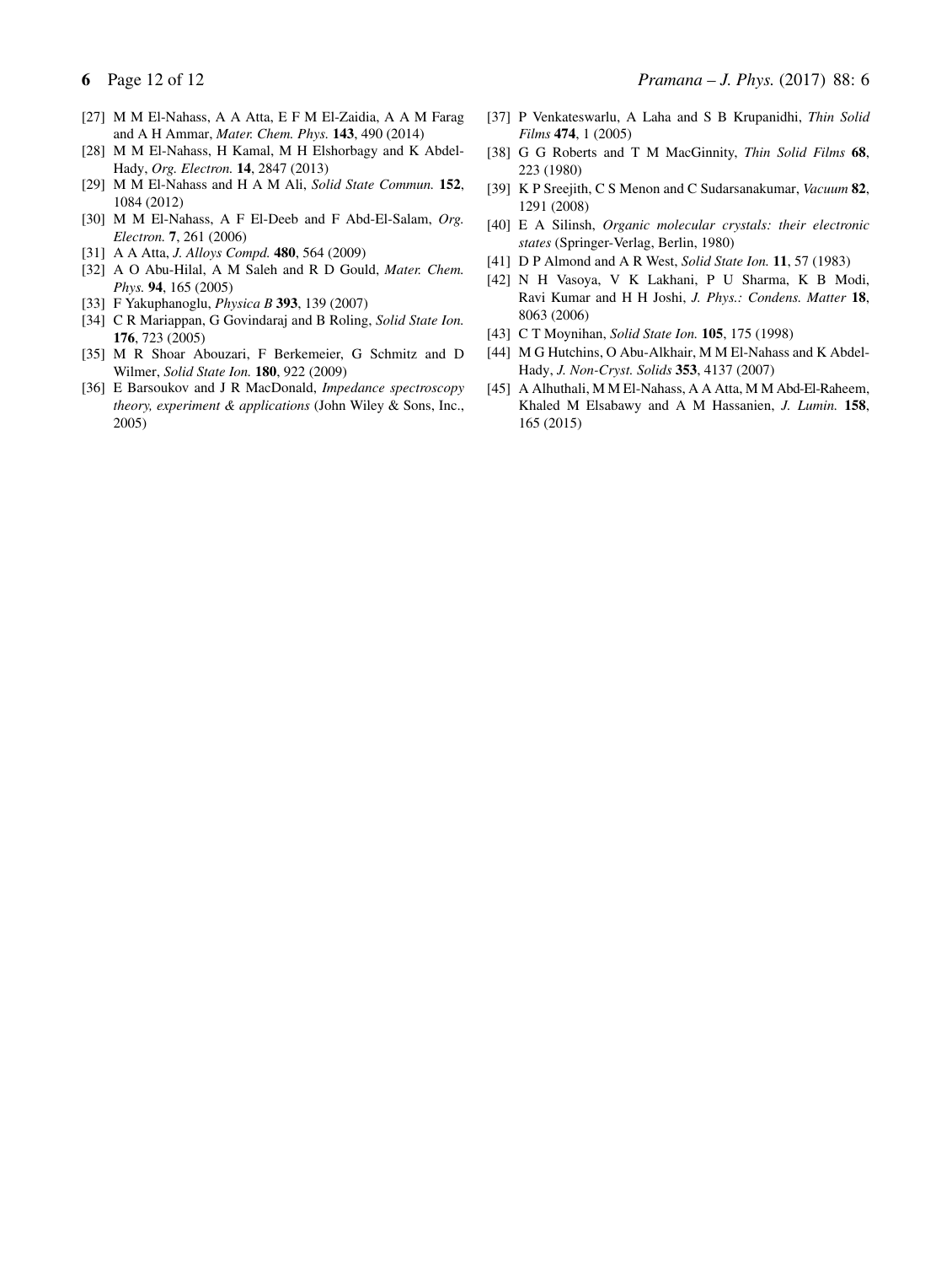[27] M M El-Nahass, A A Atta, E F M El-Zaidia, A A M Farag and A H Ammar, *Mater. Chem. Phys.* **143**, 490 (2014)

[28] M M El-Nahass, H Kamal, M H Elshorbagy and K Abdel-Hady, *Org. Electron.* **14**, 2847 (2013)

[29] M M El-Nahass and H A M Ali, *Solid State Commun.* **152**, 1084 (2012)

[30] M M El-Nahass, A F El-Deeb and F Abd-El-Salam, *Org. Electron.* **7**, 261 (2006)

[31] A A Atta, *J. Alloys Compd.* **480**, 564 (2009)

[32] A O Abu-Hilal, A M Saleh and R D Gould, *Mater. Chem. Phys.* **94**, 165 (2005)

[33] F Yakuphanoglu, *Physica B* **393**, 139 (2007)

[34] C R Mariappan, G Govindaraj and B Roling, *Solid State Ion.* **176**, 723 (2005)

[35] M R Shoar Abouzari, F Berkemeier, G Schmitz and D Wilmer, *Solid State Ion.* **180**, 922 (2009)

[36] E Barsoukov and J R MacDonald, *Impedance spectroscopy theory, experiment & applications* (John Wiley & Sons, Inc., 2005)

[37] P Venkateswarlu, A Laha and S B Krupanidhi, *Thin Solid Films* **474**, 1 (2005)

[38] G G Roberts and T M MacGinnity, *Thin Solid Films* **68**, 223 (1980)

[39] K P Sreejith, C S Menon and C Sudarsanakumar, *Vacuum* **82**, 1291 (2008)

[40] E A Silinsh, *Organic molecular crystals: their electronic states* (Springer-Verlag, Berlin, 1980)

[41] D P Almond and A R West, *Solid State Ion.* **11**, 57 (1983)

[42] N H Vasoya, V K Lakhani, P U Sharma, K B Modi, Ravi Kumar and H H Joshi, *J. Phys.: Condens. Matter* **18**, 8063 (2006)

[43] C T Moynihan, *Solid State Ion.* **105**, 175 (1998)

[44] M G Hutchins, O Abu-Alkhair, M M El-Nahass and K Abdel-Hady, *J. Non-Cryst. Solids* **353**, 4137 (2007)

[45] A Alhuthali, M M El-Nahass, A A Atta, M M Abd-El-Raheem, Khaled M Elsabawy and A M Hassanien, *J. Lumin.* **158**, 165 (2015)